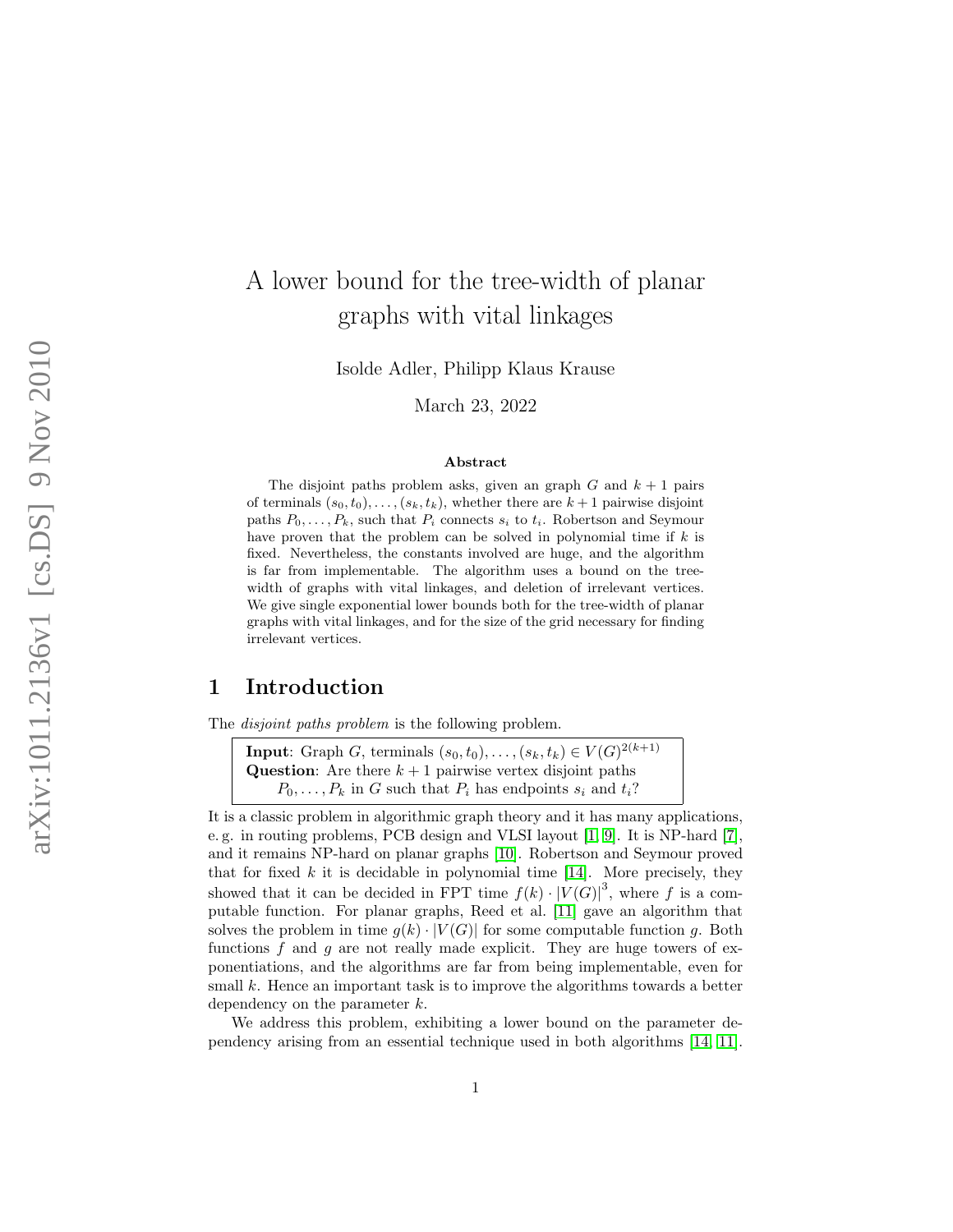# A lower bound for the tree-width of planar graphs with vital linkages

Isolde Adler, Philipp Klaus Krause

March 23, 2022

**Abstract**

The disjoint paths problem asks, given an graph $G$ and $k+1$ pairs of terminals $(s_0, t_0), \ldots, (s_k, t_k)$, whether there are $k+1$ pairwise disjoint paths $P_0, \ldots, P_k$, such that $P_i$ connects $s_i$ to $t_i$. Robertson and Seymour have proven that the problem can be solved in polynomial time if $k$ is fixed. Nevertheless, the constants involved are huge, and the algorithm is far from implementable. The algorithm uses a bound on the tree-width of graphs with vital linkages, and deletion of irrelevant vertices. We give single exponential lower bounds both for the tree-width of planar graphs with vital linkages, and for the size of the grid necessary for finding irrelevant vertices.

## 1 Introduction

The *disjoint paths problem* is the following problem.

> **Input**: Graph $G$, terminals $(s_0, t_0), \ldots, (s_k, t_k) \in V(G)^{2(k+1)}$
> **Question**: Are there $k+1$ pairwise vertex disjoint paths $P_0, \ldots, P_k$ in $G$ such that $P_i$ has endpoints $s_i$ and $t_i$?

It is a classic problem in algorithmic graph theory and it has many applications, e. g. in routing problems, PCB design and VLSI layout [1, 9]. It is NP-hard [7], and it remains NP-hard on planar graphs [10]. Robertson and Seymour proved that for fixed $k$ it is decidable in polynomial time [14]. More precisely, they showed that it can be decided in FPT time $f(k) \cdot |V(G)|^3$, where $f$ is a computable function. For planar graphs, Reed et al. [11] gave an algorithm that solves the problem in time $g(k) \cdot |V(G)|$ for some computable function $g$. Both functions $f$ and $g$ are not really made explicit. They are huge towers of exponentiations, and the algorithms are far from being implementable, even for small $k$. Hence an important task is to improve the algorithms towards a better dependency on the parameter $k$.

We address this problem, exhibiting a lower bound on the parameter dependency arising from an essential technique used in both algorithms [14, 11].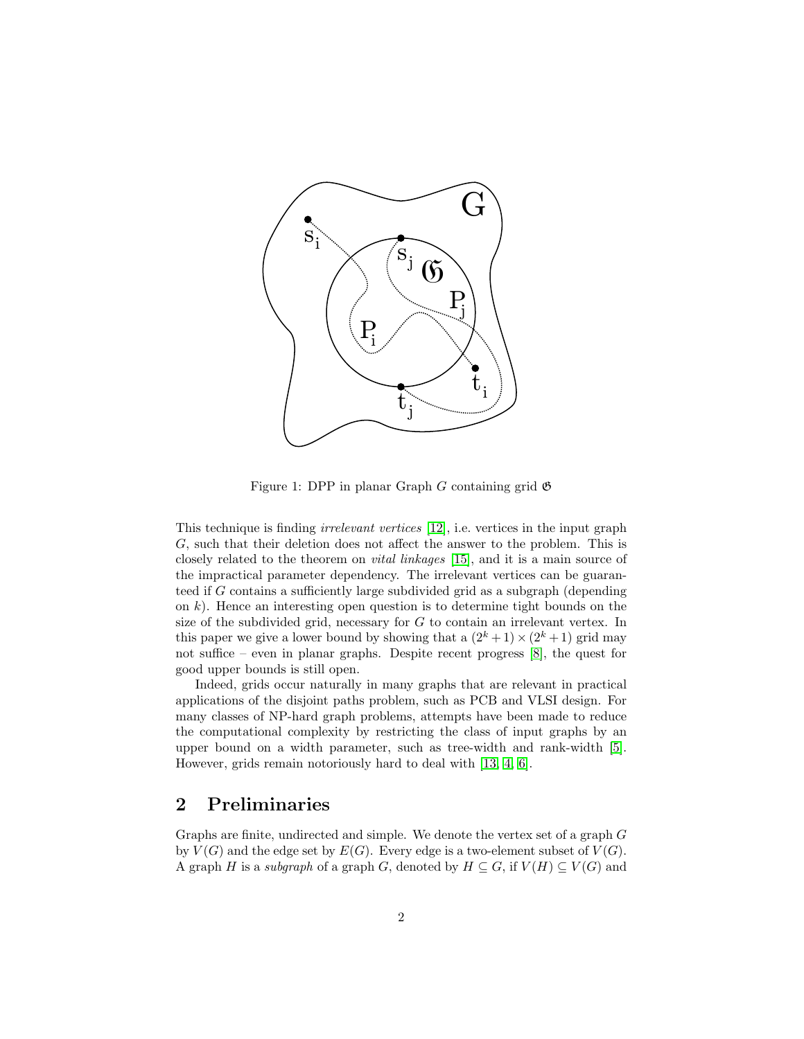Figure 1: DPP in planar Graph $G$ containing grid $\mathfrak{G}$

This technique is finding *irrelevant vertices* [12], i.e. vertices in the input graph $G$, such that their deletion does not affect the answer to the problem. This is closely related to the theorem on *vital linkages* [15], and it is a main source of the impractical parameter dependency. The irrelevant vertices can be guaranteed if $G$ contains a sufficiently large subdivided grid as a subgraph (depending on $k$). Hence an interesting open question is to determine tight bounds on the size of the subdivided grid, necessary for $G$ to contain an irrelevant vertex. In this paper we give a lower bound by showing that a $(2^k + 1) \times (2^k + 1)$ grid may not suffice – even in planar graphs. Despite recent progress [8], the quest for good upper bounds is still open.

Indeed, grids occur naturally in many graphs that are relevant in practical applications of the disjoint paths problem, such as PCB and VLSI design. For many classes of NP-hard graph problems, attempts have been made to reduce the computational complexity by restricting the class of input graphs by an upper bound on a width parameter, such as tree-width and rank-width [5]. However, grids remain notoriously hard to deal with [13, 4, 6].

## 2 Preliminaries

Graphs are finite, undirected and simple. We denote the vertex set of a graph $G$ by $V(G)$ and the edge set by $E(G)$. Every edge is a two-element subset of $V(G)$. A graph $H$ is a *subgraph* of a graph $G$, denoted by $H \subseteq G$, if $V(H) \subseteq V(G)$ and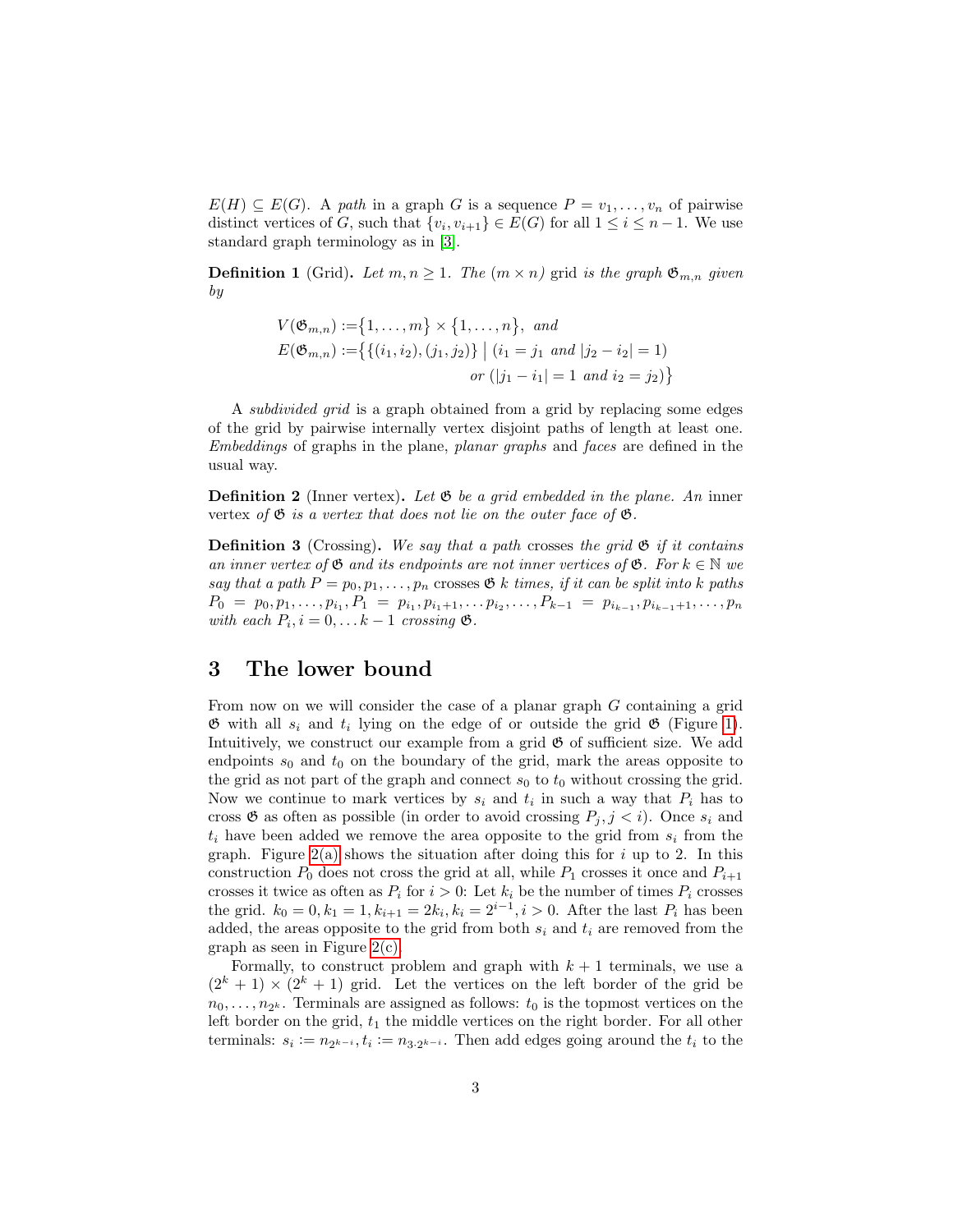$E(H) \subseteq E(G)$. A *path* in a graph $G$ is a sequence $P = v_1, \ldots, v_n$ of pairwise distinct vertices of $G$, such that $\{v_i, v_{i+1}\} \in E(G)$ for all $1 \le i \le n-1$. We use standard graph terminology as in [3].

**Definition 1** (Grid). *Let $m, n \ge 1$. The $(m \times n)$* grid *is the graph $\mathfrak{G}_{m,n}$ given by*

$$
\begin{aligned}
V(\mathfrak{G}_{m,n}) :=& \{1, \ldots, m\} \times \{1, \ldots, n\}, \text{ and} \\
E(\mathfrak{G}_{m,n}) :=& \{\{(i_1, i_2), (j_1, j_2)\} \mid (i_1 = j_1 \text{ and } |j_2 - i_2| = 1) \\
& \qquad \text{or } (|j_1 - i_1| = 1 \text{ and } i_2 = j_2)\}
\end{aligned}
$$

A *subdivided grid* is a graph obtained from a grid by replacing some edges of the grid by pairwise internally vertex disjoint paths of length at least one. *Embeddings* of graphs in the plane, *planar graphs* and *faces* are defined in the usual way.

**Definition 2** (Inner vertex). *Let $\mathfrak{G}$ be a grid embedded in the plane. An* inner vertex *of $\mathfrak{G}$ is a vertex that does not lie on the outer face of $\mathfrak{G}$.*

**Definition 3** (Crossing). *We say that a path* crosses *the grid $\mathfrak{G}$ if it contains an inner vertex of $\mathfrak{G}$ and its endpoints are not inner vertices of $\mathfrak{G}$. For $k \in \mathbb{N}$ we say that a path $P = p_0, p_1, \ldots, p_n$* crosses *$\mathfrak{G}$ $k$* times, *if it can be split into $k$ paths $P_0 = p_0, p_1, \ldots, p_{i_1}, P_1 = p_{i_1}, p_{i_1+1}, \ldots p_{i_2}, \ldots, P_{k-1} = p_{i_{k-1}}, p_{i_{k-1}+1}, \ldots, p_n$ with each $P_i, i = 0, \ldots k-1$ crossing $\mathfrak{G}$.*

## 3 The lower bound

From now on we will consider the case of a planar graph $G$ containing a grid $\mathfrak{G}$ with all $s_i$ and $t_i$ lying on the edge of or outside the grid $\mathfrak{G}$ (Figure 1). Intuitively, we construct our example from a grid $\mathfrak{G}$ of sufficient size. We add endpoints $s_0$ and $t_0$ on the boundary of the grid, mark the areas opposite to the grid as not part of the graph and connect $s_0$ to $t_0$ without crossing the grid. Now we continue to mark vertices by $s_i$ and $t_i$ in such a way that $P_i$ has to cross $\mathfrak{G}$ as often as possible (in order to avoid crossing $P_j, j < i$). Once $s_i$ and $t_i$ have been added we remove the area opposite to the grid from $s_i$ from the graph. Figure 2(a) shows the situation after doing this for $i$ up to 2. In this construction $P_0$ does not cross the grid at all, while $P_1$ crosses it once and $P_{i+1}$ crosses it twice as often as $P_i$ for $i > 0$: Let $k_i$ be the number of times $P_i$ crosses the grid. $k_0 = 0, k_1 = 1, k_{i+1} = 2k_i, k_i = 2^{i-1}, i > 0$. After the last $P_i$ has been added, the areas opposite to the grid from both $s_i$ and $t_i$ are removed from the graph as seen in Figure 2(c).

Formally, to construct problem and graph with $k+1$ terminals, we use a $(2^k + 1) \times (2^k + 1)$ grid. Let the vertices on the left border of the grid be $n_0, \ldots, n_{2^k}$. Terminals are assigned as follows: $t_0$ is the topmost vertices on the left border on the grid, $t_1$ the middle vertices on the right border. For all other terminals: $s_i := n_{2^{k-i}}, t_i := n_{3 \cdot 2^{k-i}}$. Then add edges going around the $t_i$ to the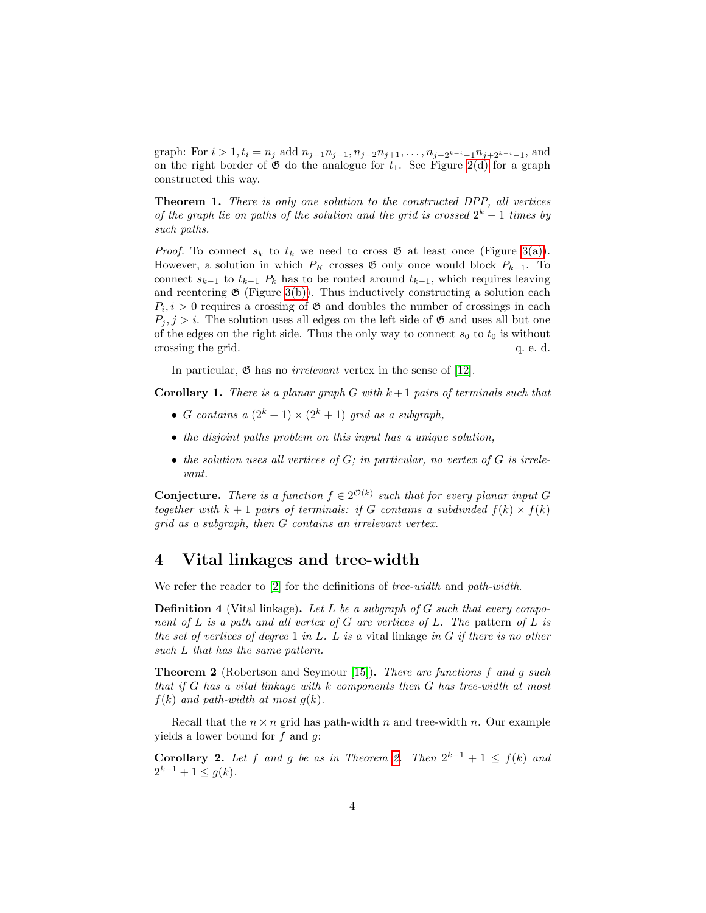graph: For $i > 1, t_i = n_j$ add $n_{j-1}n_{j+1}, n_{j-2}n_{j+1}, \ldots, n_{j-2^{k-i}-1}n_{j+2^{k-i}-1}$, and on the right border of $\mathfrak{G}$ do the analogue for $t_1$. See Figure 2(d) for a graph constructed this way.

**Theorem 1.** *There is only one solution to the constructed DPP, all vertices of the graph lie on paths of the solution and the grid is crossed $2^k - 1$ times by such paths.*

*Proof.* To connect $s_k$ to $t_k$ we need to cross $\mathfrak{G}$ at least once (Figure 3(a)). However, a solution in which $P_K$ crosses $\mathfrak{G}$ only once would block $P_{k-1}$. To connect $s_{k-1}$ to $t_{k-1}$ $P_k$ has to be routed around $t_{k-1}$, which requires leaving and reentering $\mathfrak{G}$ (Figure 3(b)). Thus inductively constructing a solution each $P_i, i > 0$ requires a crossing of $\mathfrak{G}$ and doubles the number of crossings in each $P_j, j > i$. The solution uses all edges on the left side of $\mathfrak{G}$ and uses all but one of the edges on the right side. Thus the only way to connect $s_0$ to $t_0$ is without crossing the grid. q. e. d.

In particular, $\mathfrak{G}$ has no *irrelevant* vertex in the sense of [12].

**Corollary 1.** *There is a planar graph $G$ with $k+1$ pairs of terminals such that*

- *$G$ contains a $(2^k + 1) \times (2^k + 1)$ grid as a subgraph,*
- *the disjoint paths problem on this input has a unique solution,*
- *the solution uses all vertices of $G$; in particular, no vertex of $G$ is irrelevant.*

**Conjecture.** *There is a function $f \in 2^{\mathcal{O}(k)}$ such that for every planar input $G$ together with $k+1$ pairs of terminals: if $G$ contains a subdivided $f(k) \times f(k)$ grid as a subgraph, then $G$ contains an irrelevant vertex.*

# 4 Vital linkages and tree-width

We refer the reader to [2] for the definitions of *tree-width* and *path-width*.

**Definition 4** (Vital linkage)**.** *Let $L$ be a subgraph of $G$ such that every component of $L$ is a path and all vertex of $G$ are vertices of $L$. The* pattern *of $L$ is the set of vertices of degree 1 in $L$. $L$ is a* vital linkage *in $G$ if there is no other such $L$ that has the same pattern.*

**Theorem 2** (Robertson and Seymour [15])**.** *There are functions $f$ and $g$ such that if $G$ has a vital linkage with $k$ components then $G$ has tree-width at most $f(k)$ and path-width at most $g(k)$.*

Recall that the $n \times n$ grid has path-width $n$ and tree-width $n$. Our example yields a lower bound for $f$ and $g$:

**Corollary 2.** *Let $f$ and $g$ be as in Theorem 2. Then $2^{k-1} + 1 \leq f(k)$ and $2^{k-1} + 1 \leq g(k)$.*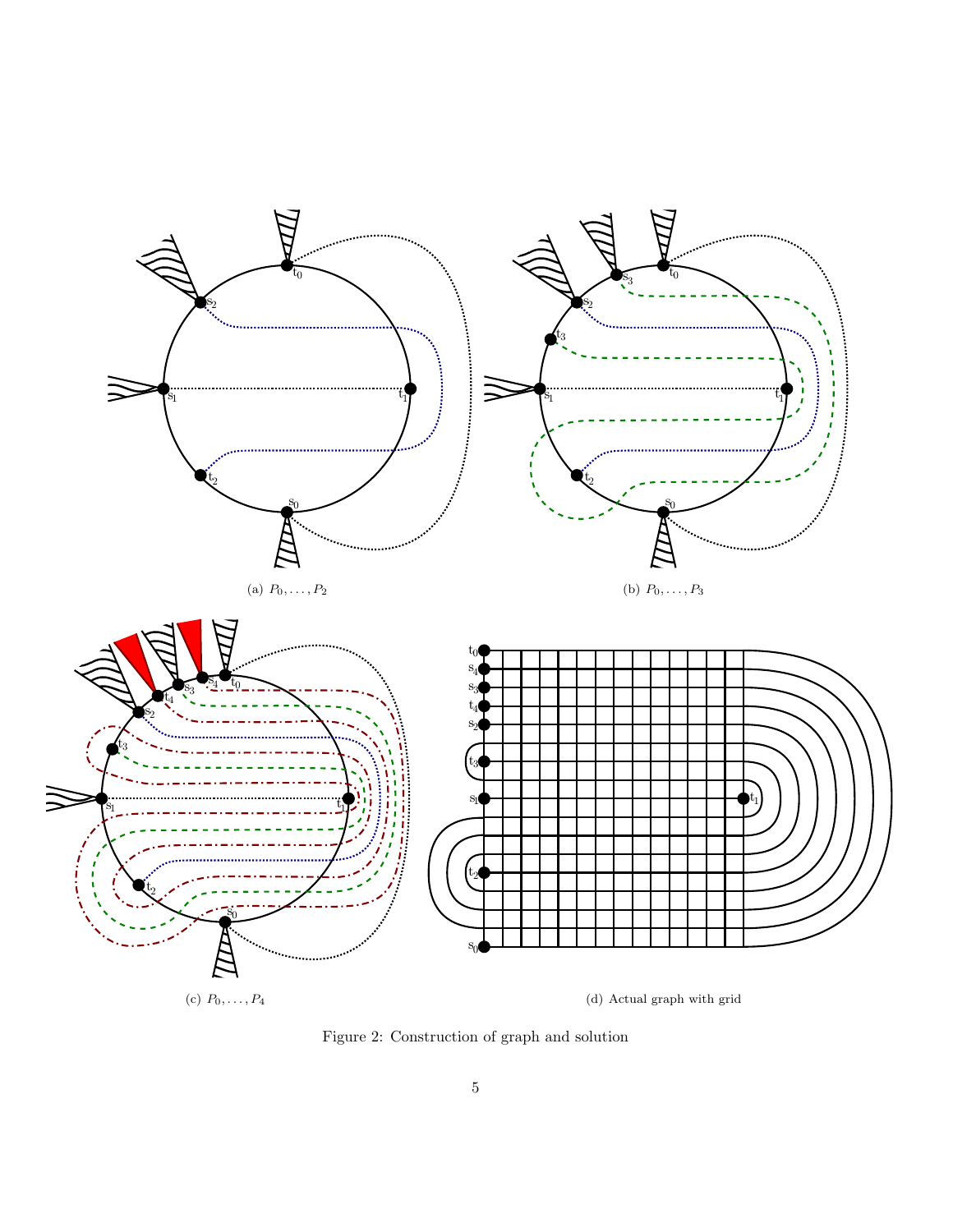(a) $P_0, \ldots, P_2$

(b) $P_0, \ldots, P_3$

(c) $P_0, \ldots, P_4$

(d) Actual graph with grid

Figure 2: Construction of graph and solution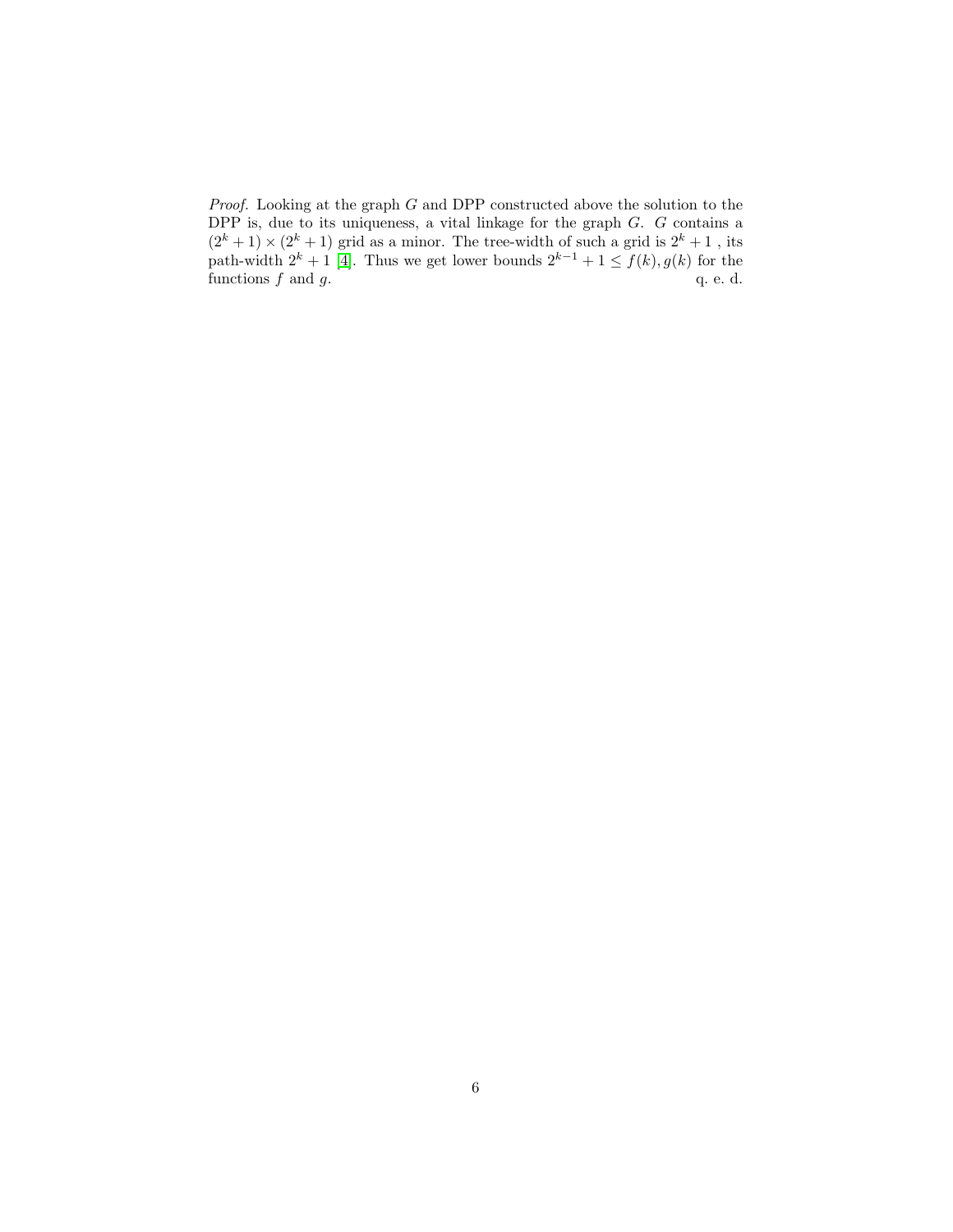*Proof.* Looking at the graph $G$ and DPP constructed above the solution to the DPP is, due to its uniqueness, a vital linkage for the graph $G$. $G$ contains a $(2^k + 1) \times (2^k + 1)$ grid as a minor. The tree-width of such a grid is $2^k + 1$ , its path-width $2^k + 1$ [4]. Thus we get lower bounds $2^{k-1} + 1 \leq f(k), g(k)$ for the functions $f$ and $g$. q. e. d.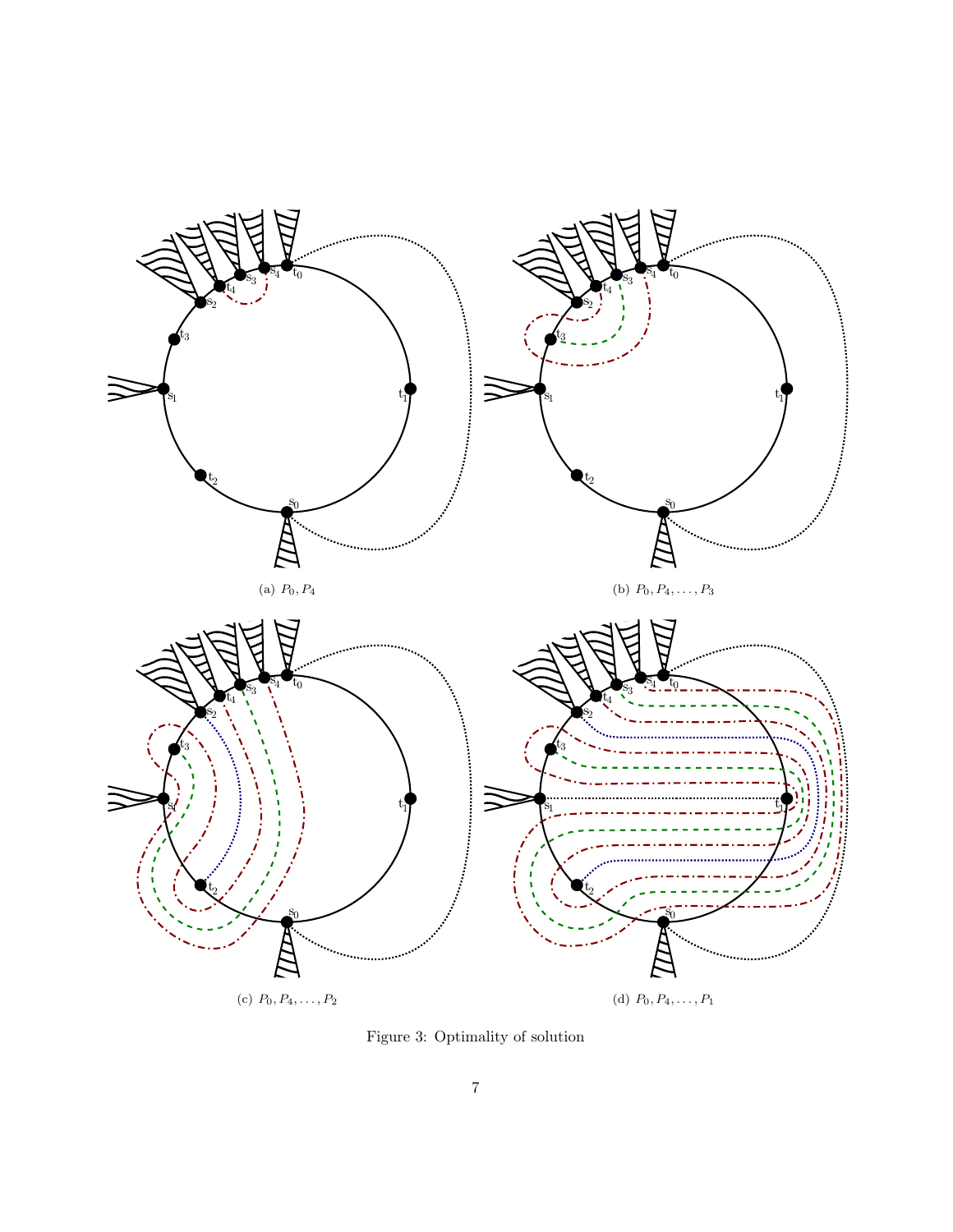(a) $P_0, P_4$

(b) $P_0, P_4, \ldots, P_3$

(c) $P_0, P_4, \ldots, P_2$

(d) $P_0, P_4, \ldots, P_1$

Figure 3: Optimality of solution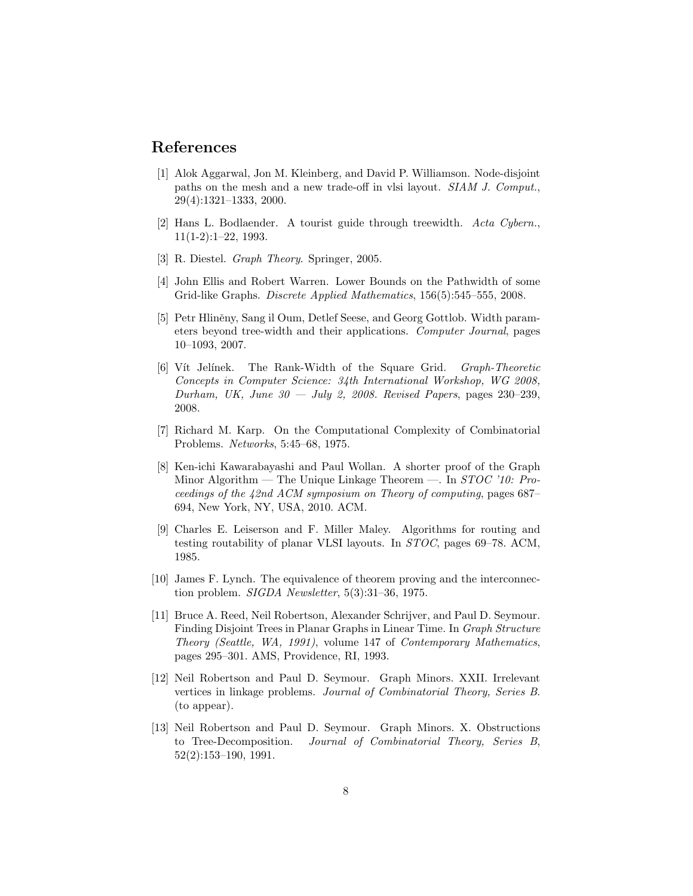## References

[1] Alok Aggarwal, Jon M. Kleinberg, and David P. Williamson. Node-disjoint paths on the mesh and a new trade-off in vlsi layout. *SIAM J. Comput.*, 29(4):1321–1333, 2000.

[2] Hans L. Bodlaender. A tourist guide through treewidth. *Acta Cybern.*, 11(1-2):1–22, 1993.

[3] R. Diestel. *Graph Theory*. Springer, 2005.

[4] John Ellis and Robert Warren. Lower Bounds on the Pathwidth of some Grid-like Graphs. *Discrete Applied Mathematics*, 156(5):545–555, 2008.

[5] Petr Hliněný, Sang il Oum, Detlef Seese, and Georg Gottlob. Width parameters beyond tree-width and their applications. *Computer Journal*, pages 10–1093, 2007.

[6] Vít Jelínek. The Rank-Width of the Square Grid. *Graph-Theoretic Concepts in Computer Science: 34th International Workshop, WG 2008, Durham, UK, June 30 — July 2, 2008. Revised Papers*, pages 230–239, 2008.

[7] Richard M. Karp. On the Computational Complexity of Combinatorial Problems. *Networks*, 5:45–68, 1975.

[8] Ken-ichi Kawarabayashi and Paul Wollan. A shorter proof of the Graph Minor Algorithm — The Unique Linkage Theorem —. In *STOC '10: Proceedings of the 42nd ACM symposium on Theory of computing*, pages 687–694, New York, NY, USA, 2010. ACM.

[9] Charles E. Leiserson and F. Miller Maley. Algorithms for routing and testing routability of planar VLSI layouts. In *STOC*, pages 69–78. ACM, 1985.

[10] James F. Lynch. The equivalence of theorem proving and the interconnection problem. *SIGDA Newsletter*, 5(3):31–36, 1975.

[11] Bruce A. Reed, Neil Robertson, Alexander Schrijver, and Paul D. Seymour. Finding Disjoint Trees in Planar Graphs in Linear Time. In *Graph Structure Theory (Seattle, WA, 1991)*, volume 147 of *Contemporary Mathematics*, pages 295–301. AMS, Providence, RI, 1993.

[12] Neil Robertson and Paul D. Seymour. Graph Minors. XXII. Irrelevant vertices in linkage problems. *Journal of Combinatorial Theory, Series B*. (to appear).

[13] Neil Robertson and Paul D. Seymour. Graph Minors. X. Obstructions to Tree-Decomposition. *Journal of Combinatorial Theory, Series B*, 52(2):153–190, 1991.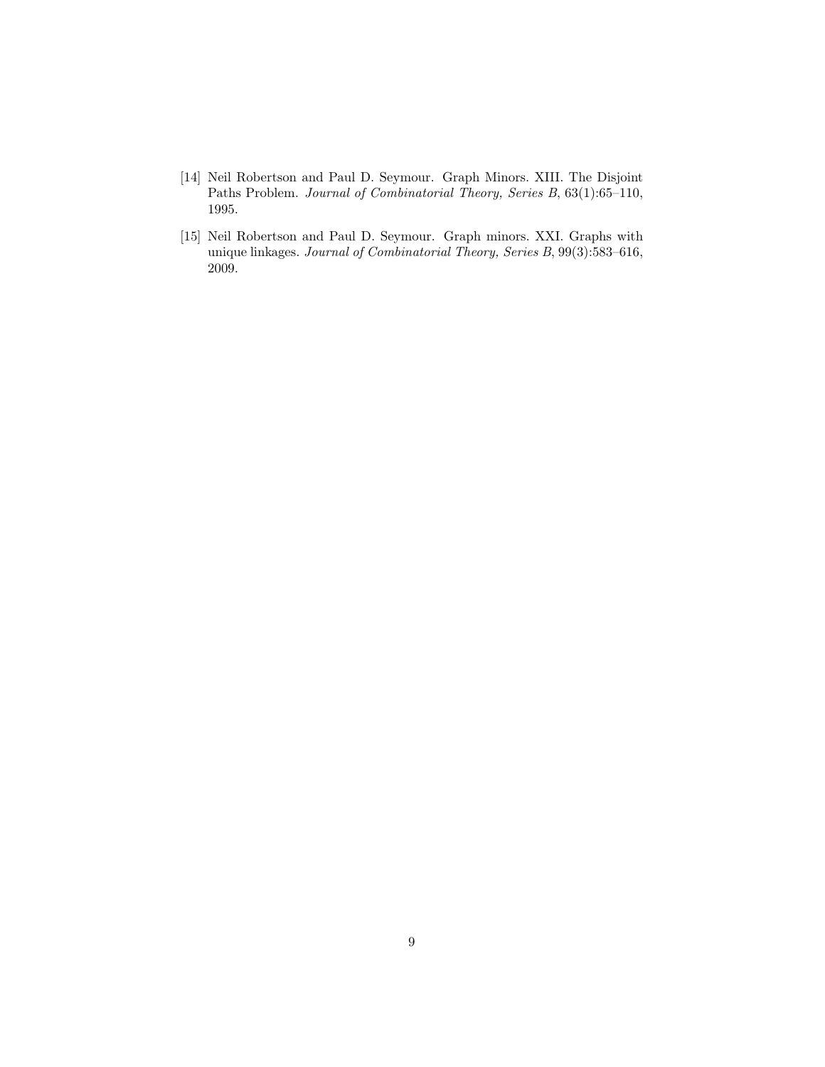[14] Neil Robertson and Paul D. Seymour. Graph Minors. XIII. The Disjoint Paths Problem. *Journal of Combinatorial Theory, Series B*, 63(1):65–110, 1995.

[15] Neil Robertson and Paul D. Seymour. Graph minors. XXI. Graphs with unique linkages. *Journal of Combinatorial Theory, Series B*, 99(3):583–616, 2009.